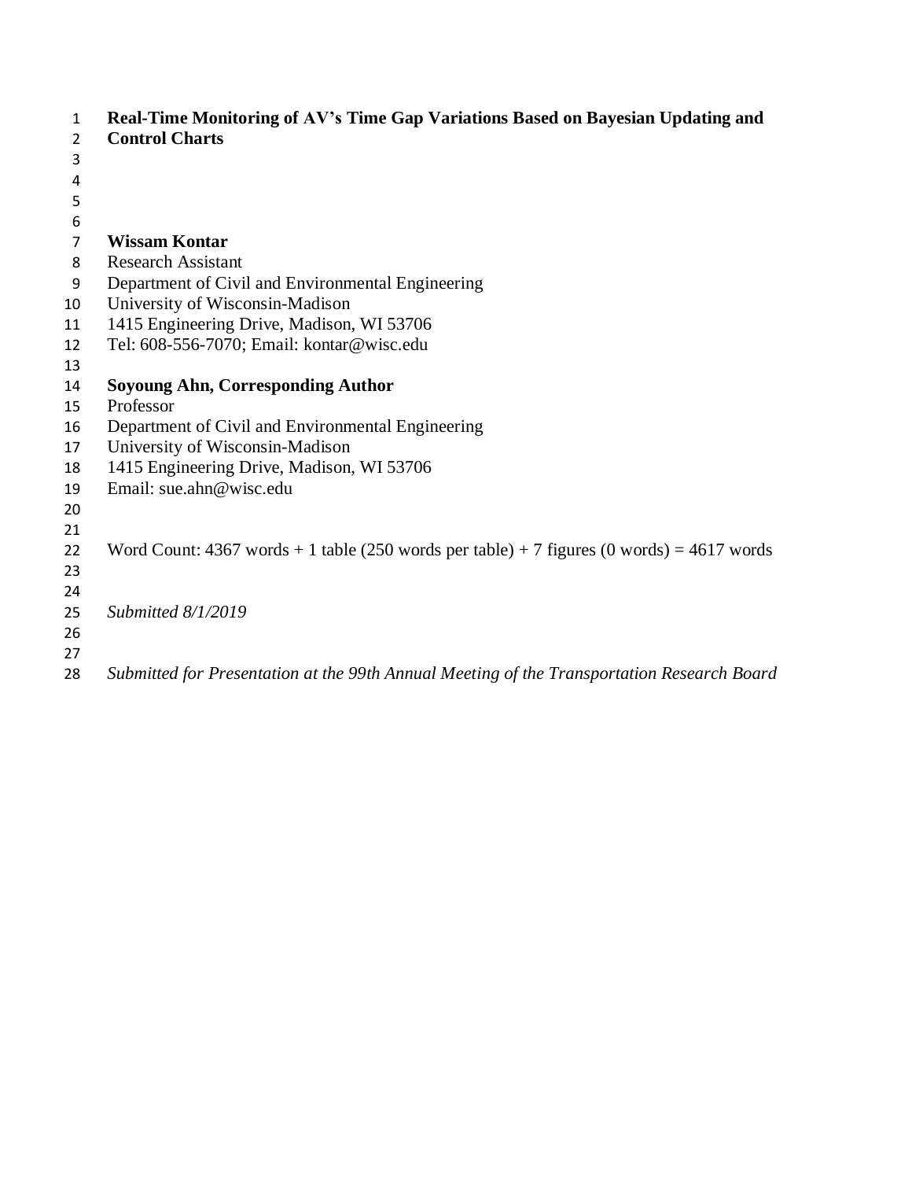# Real-Time Monitoring of AV's Time Gap Variations Based on Bayesian Updating and Control Charts

**Wissam Kontar**
Research Assistant
Department of Civil and Environmental Engineering
University of Wisconsin-Madison
1415 Engineering Drive, Madison, WI 53706
Tel: 608-556-7070; Email: kontar@wisc.edu

**Soyoung Ahn, Corresponding Author**
Professor
Department of Civil and Environmental Engineering
University of Wisconsin-Madison
1415 Engineering Drive, Madison, WI 53706
Email: sue.ahn@wisc.edu

Word Count: 4367 words + 1 table (250 words per table) + 7 figures (0 words) = 4617 words

*Submitted 8/1/2019*

*Submitted for Presentation at the 99th Annual Meeting of the Transportation Research Board*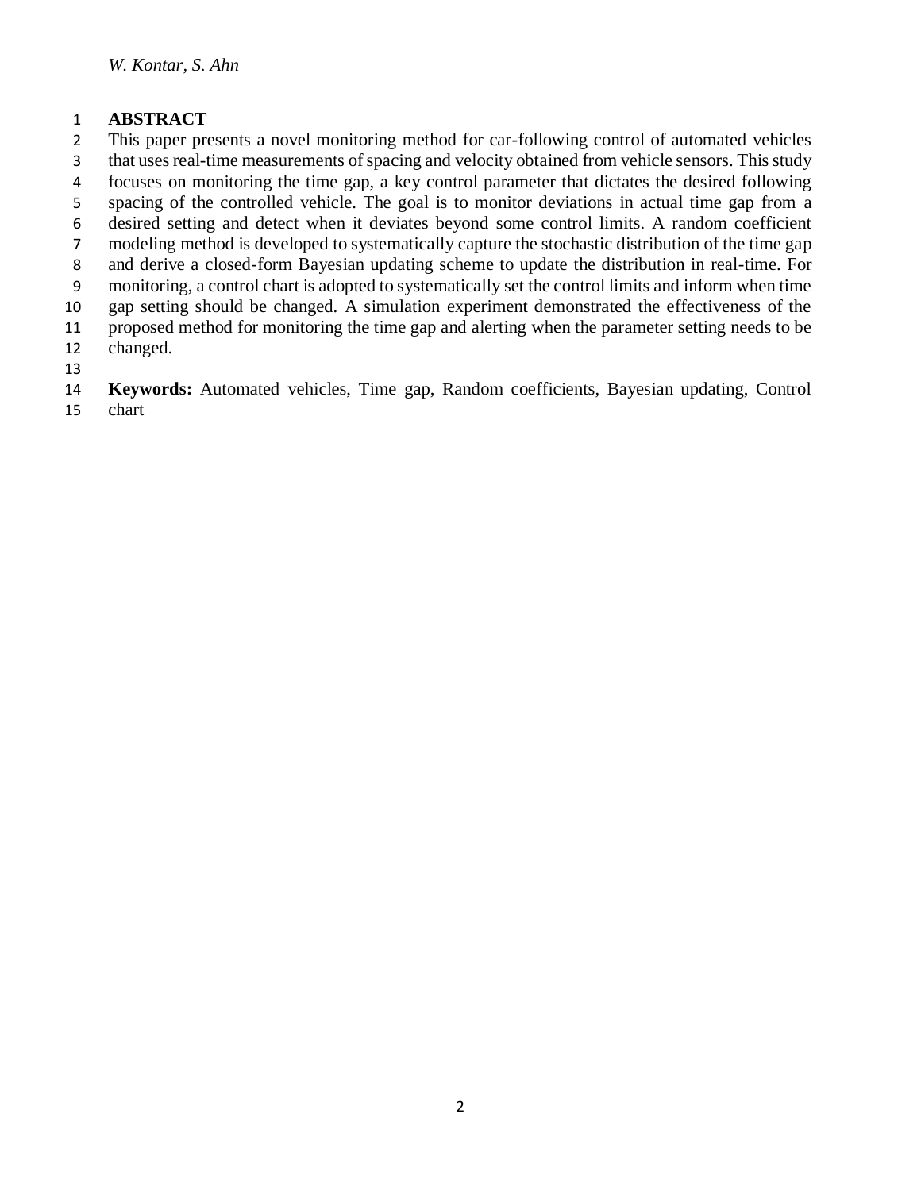## ABSTRACT

This paper presents a novel monitoring method for car-following control of automated vehicles that uses real-time measurements of spacing and velocity obtained from vehicle sensors. This study focuses on monitoring the time gap, a key control parameter that dictates the desired following spacing of the controlled vehicle. The goal is to monitor deviations in actual time gap from a desired setting and detect when it deviates beyond some control limits. A random coefficient modeling method is developed to systematically capture the stochastic distribution of the time gap and derive a closed-form Bayesian updating scheme to update the distribution in real-time. For monitoring, a control chart is adopted to systematically set the control limits and inform when time gap setting should be changed. A simulation experiment demonstrated the effectiveness of the proposed method for monitoring the time gap and alerting when the parameter setting needs to be changed.

**Keywords:** Automated vehicles, Time gap, Random coefficients, Bayesian updating, Control chart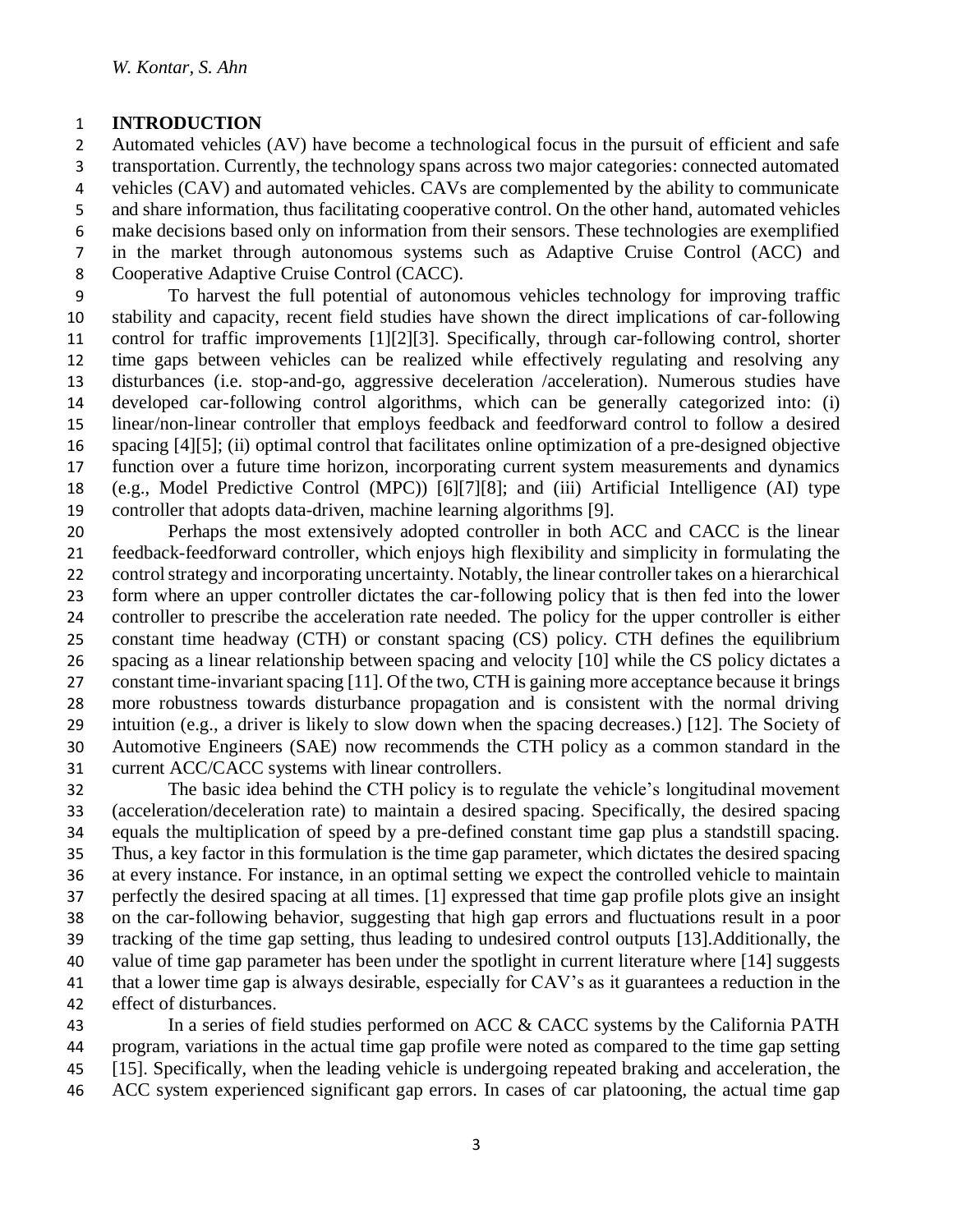# INTRODUCTION

Automated vehicles (AV) have become a technological focus in the pursuit of efficient and safe transportation. Currently, the technology spans across two major categories: connected automated vehicles (CAV) and automated vehicles. CAVs are complemented by the ability to communicate and share information, thus facilitating cooperative control. On the other hand, automated vehicles make decisions based only on information from their sensors. These technologies are exemplified in the market through autonomous systems such as Adaptive Cruise Control (ACC) and Cooperative Adaptive Cruise Control (CACC).

To harvest the full potential of autonomous vehicles technology for improving traffic stability and capacity, recent field studies have shown the direct implications of car-following control for traffic improvements [1][2][3]. Specifically, through car-following control, shorter time gaps between vehicles can be realized while effectively regulating and resolving any disturbances (i.e. stop-and-go, aggressive deceleration /acceleration). Numerous studies have developed car-following control algorithms, which can be generally categorized into: (i) linear/non-linear controller that employs feedback and feedforward control to follow a desired spacing [4][5]; (ii) optimal control that facilitates online optimization of a pre-designed objective function over a future time horizon, incorporating current system measurements and dynamics (e.g., Model Predictive Control (MPC)) [6][7][8]; and (iii) Artificial Intelligence (AI) type controller that adopts data-driven, machine learning algorithms [9].

Perhaps the most extensively adopted controller in both ACC and CACC is the linear feedback-feedforward controller, which enjoys high flexibility and simplicity in formulating the control strategy and incorporating uncertainty. Notably, the linear controller takes on a hierarchical form where an upper controller dictates the car-following policy that is then fed into the lower controller to prescribe the acceleration rate needed. The policy for the upper controller is either constant time headway (CTH) or constant spacing (CS) policy. CTH defines the equilibrium spacing as a linear relationship between spacing and velocity [10] while the CS policy dictates a constant time-invariant spacing [11]. Of the two, CTH is gaining more acceptance because it brings more robustness towards disturbance propagation and is consistent with the normal driving intuition (e.g., a driver is likely to slow down when the spacing decreases.) [12]. The Society of Automotive Engineers (SAE) now recommends the CTH policy as a common standard in the current ACC/CACC systems with linear controllers.

The basic idea behind the CTH policy is to regulate the vehicle's longitudinal movement (acceleration/deceleration rate) to maintain a desired spacing. Specifically, the desired spacing equals the multiplication of speed by a pre-defined constant time gap plus a standstill spacing. Thus, a key factor in this formulation is the time gap parameter, which dictates the desired spacing at every instance. For instance, in an optimal setting we expect the controlled vehicle to maintain perfectly the desired spacing at all times. [1] expressed that time gap profile plots give an insight on the car-following behavior, suggesting that high gap errors and fluctuations result in a poor tracking of the time gap setting, thus leading to undesired control outputs [13].Additionally, the value of time gap parameter has been under the spotlight in current literature where [14] suggests that a lower time gap is always desirable, especially for CAV's as it guarantees a reduction in the effect of disturbances.

In a series of field studies performed on ACC & CACC systems by the California PATH program, variations in the actual time gap profile were noted as compared to the time gap setting [15]. Specifically, when the leading vehicle is undergoing repeated braking and acceleration, the ACC system experienced significant gap errors. In cases of car platooning, the actual time gap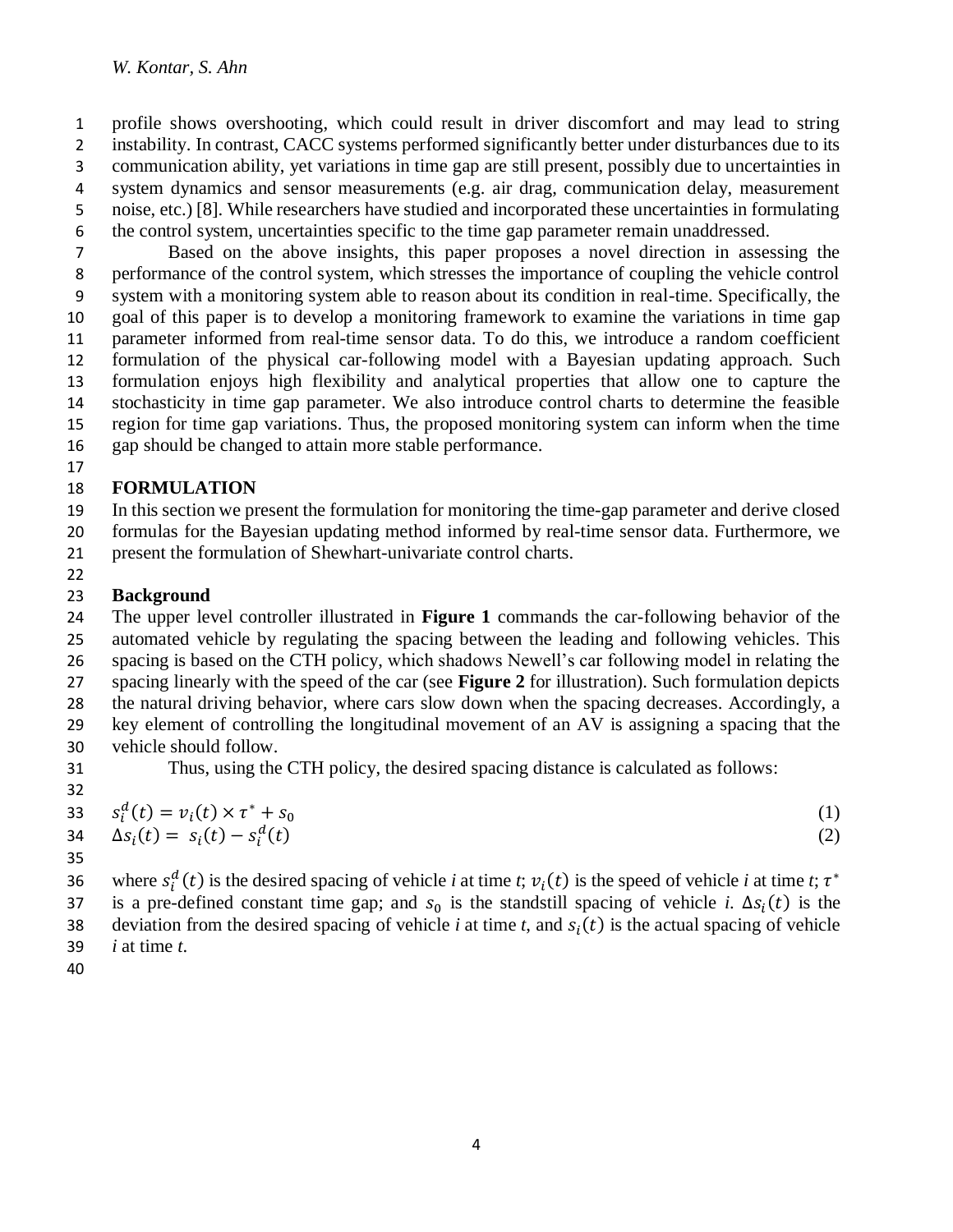profile shows overshooting, which could result in driver discomfort and may lead to string instability. In contrast, CACC systems performed significantly better under disturbances due to its communication ability, yet variations in time gap are still present, possibly due to uncertainties in system dynamics and sensor measurements (e.g. air drag, communication delay, measurement noise, etc.) [8]. While researchers have studied and incorporated these uncertainties in formulating the control system, uncertainties specific to the time gap parameter remain unaddressed.

Based on the above insights, this paper proposes a novel direction in assessing the performance of the control system, which stresses the importance of coupling the vehicle control system with a monitoring system able to reason about its condition in real-time. Specifically, the goal of this paper is to develop a monitoring framework to examine the variations in time gap parameter informed from real-time sensor data. To do this, we introduce a random coefficient formulation of the physical car-following model with a Bayesian updating approach. Such formulation enjoys high flexibility and analytical properties that allow one to capture the stochasticity in time gap parameter. We also introduce control charts to determine the feasible region for time gap variations. Thus, the proposed monitoring system can inform when the time gap should be changed to attain more stable performance.

## FORMULATION

In this section we present the formulation for monitoring the time-gap parameter and derive closed formulas for the Bayesian updating method informed by real-time sensor data. Furthermore, we present the formulation of Shewhart-univariate control charts.

### Background

The upper level controller illustrated in **Figure 1** commands the car-following behavior of the automated vehicle by regulating the spacing between the leading and following vehicles. This spacing is based on the CTH policy, which shadows Newell's car following model in relating the spacing linearly with the speed of the car (see **Figure 2** for illustration). Such formulation depicts the natural driving behavior, where cars slow down when the spacing decreases. Accordingly, a key element of controlling the longitudinal movement of an AV is assigning a spacing that the vehicle should follow.

Thus, using the CTH policy, the desired spacing distance is calculated as follows:

$$s_i^d(t) = v_i(t) \times \tau^* + s_0 \tag{1}$$

$$\Delta s_i(t) = s_i(t) - s_i^d(t) \tag{2}$$

where $s_i^d(t)$ is the desired spacing of vehicle *i* at time *t*; $v_i(t)$ is the speed of vehicle *i* at time *t*; $\tau^*$ is a pre-defined constant time gap; and $s_0$ is the standstill spacing of vehicle *i*. $\Delta s_i(t)$ is the deviation from the desired spacing of vehicle *i* at time *t*, and $s_i(t)$ is the actual spacing of vehicle *i* at time *t*.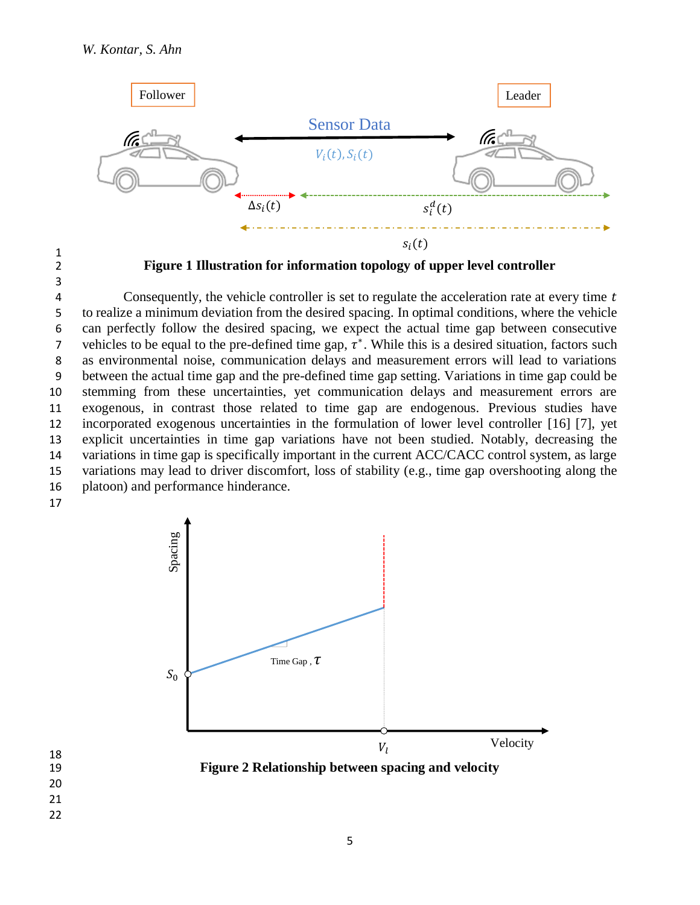**Figure 1 Illustration for information topology of upper level controller**

Consequently, the vehicle controller is set to regulate the acceleration rate at every time $t$ to realize a minimum deviation from the desired spacing. In optimal conditions, where the vehicle can perfectly follow the desired spacing, we expect the actual time gap between consecutive vehicles to be equal to the pre-defined time gap, $\tau^*$. While this is a desired situation, factors such as environmental noise, communication delays and measurement errors will lead to variations between the actual time gap and the pre-defined time gap setting. Variations in time gap could be stemming from these uncertainties, yet communication delays and measurement errors are exogenous, in contrast those related to time gap are endogenous. Previous studies have incorporated exogenous uncertainties in the formulation of lower level controller [16] [7], yet explicit uncertainties in time gap variations have not been studied. Notably, decreasing the variations in time gap is specifically important in the current ACC/CACC control system, as large variations may lead to driver discomfort, loss of stability (e.g., time gap overshooting along the platoon) and performance hinderance.

**Figure 2 Relationship between spacing and velocity**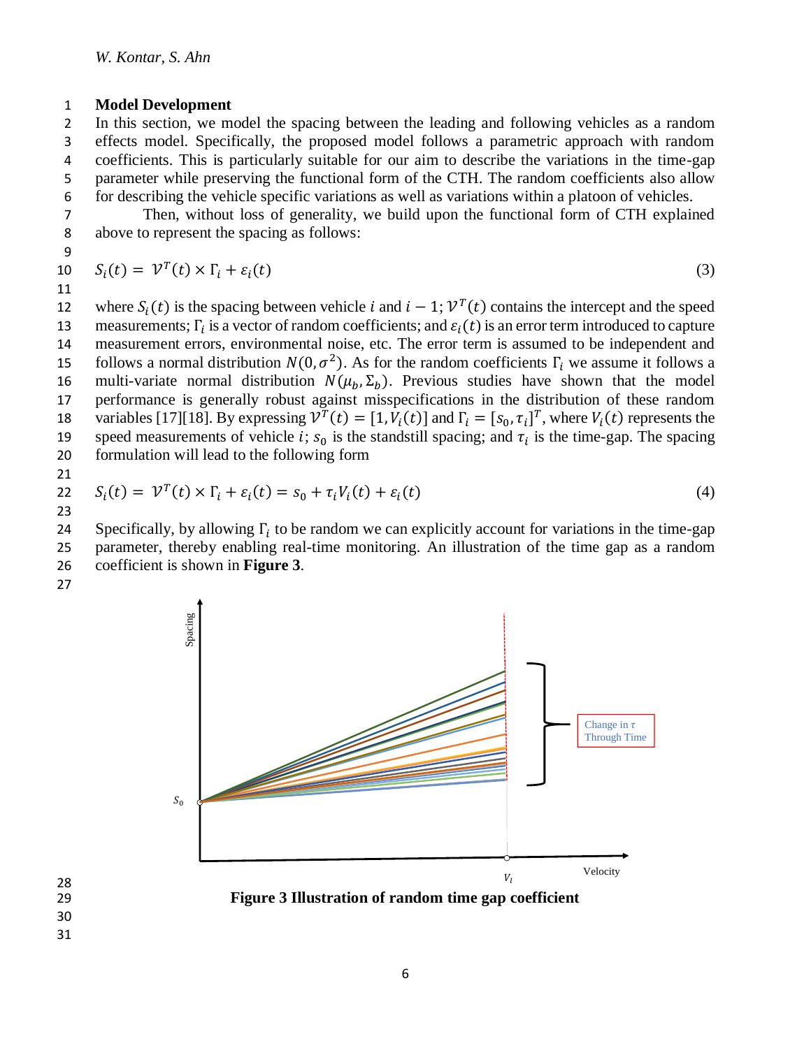## Model Development

In this section, we model the spacing between the leading and following vehicles as a random effects model. Specifically, the proposed model follows a parametric approach with random coefficients. This is particularly suitable for our aim to describe the variations in the time-gap parameter while preserving the functional form of the CTH. The random coefficients also allow for describing the vehicle specific variations as well as variations within a platoon of vehicles.

Then, without loss of generality, we build upon the functional form of CTH explained above to represent the spacing as follows:

$$S_i(t) = \mathcal{V}^T(t) \times \Gamma_i + \varepsilon_i(t) \tag{3}$$

where $S_i(t)$ is the spacing between vehicle $i$ and $i-1$; $\mathcal{V}^T(t)$ contains the intercept and the speed measurements; $\Gamma_i$ is a vector of random coefficients; and $\varepsilon_i(t)$ is an error term introduced to capture measurement errors, environmental noise, etc. The error term is assumed to be independent and follows a normal distribution $N(0, \sigma^2)$. As for the random coefficients $\Gamma_i$ we assume it follows a multi-variate normal distribution $N(\mu_b, \Sigma_b)$. Previous studies have shown that the model performance is generally robust against misspecifications in the distribution of these random variables [17][18]. By expressing $\mathcal{V}^T(t) = [1, V_i(t)]$ and $\Gamma_i = [s_0, \tau_i]^T$, where $V_i(t)$ represents the speed measurements of vehicle $i$; $s_0$ is the standstill spacing; and $\tau_i$ is the time-gap. The spacing formulation will lead to the following form

$$S_i(t) = \mathcal{V}^T(t) \times \Gamma_i + \varepsilon_i(t) = s_0 + \tau_i V_i(t) + \varepsilon_i(t) \tag{4}$$

Specifically, by allowing $\Gamma_i$ to be random we can explicitly account for variations in the time-gap parameter, thereby enabling real-time monitoring. An illustration of the time gap as a random coefficient is shown in **Figure 3**.

**Figure 3 Illustration of random time gap coefficient**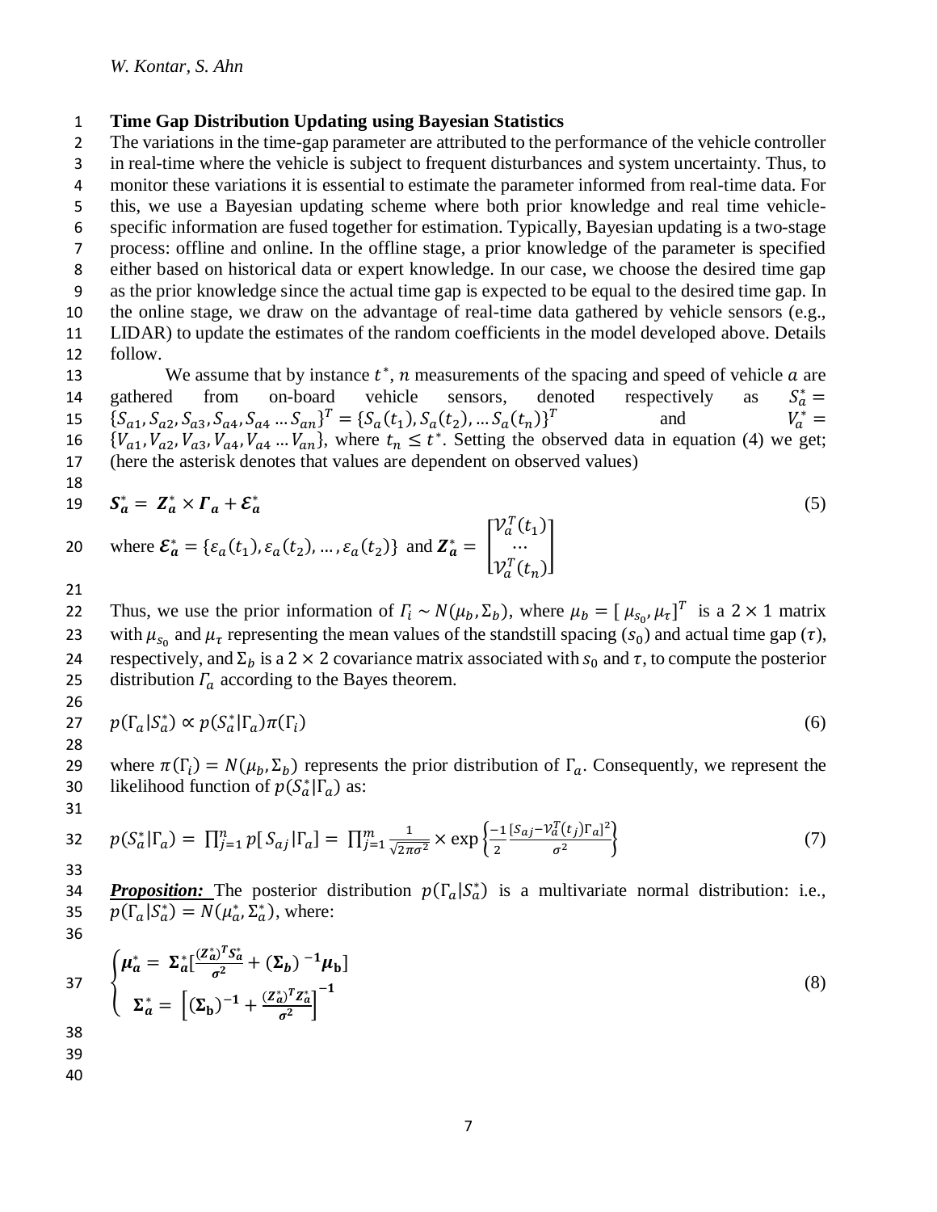**Time Gap Distribution Updating using Bayesian Statistics**

The variations in the time-gap parameter are attributed to the performance of the vehicle controller in real-time where the vehicle is subject to frequent disturbances and system uncertainty. Thus, to monitor these variations it is essential to estimate the parameter informed from real-time data. For this, we use a Bayesian updating scheme where both prior knowledge and real time vehicle-specific information are fused together for estimation. Typically, Bayesian updating is a two-stage process: offline and online. In the offline stage, a prior knowledge of the parameter is specified either based on historical data or expert knowledge. In our case, we choose the desired time gap as the prior knowledge since the actual time gap is expected to be equal to the desired time gap. In the online stage, we draw on the advantage of real-time data gathered by vehicle sensors (e.g., LIDAR) to update the estimates of the random coefficients in the model developed above. Details follow.

We assume that by instance $t^*$, $n$ measurements of the spacing and speed of vehicle $a$ are gathered from on-board vehicle sensors, denoted respectively as $S_a^* = \{S_{a1}, S_{a2}, S_{a3}, S_{a4}, S_{a4} \ldots S_{an}\}^T = \{S_a(t_1), S_a(t_2), \ldots S_a(t_n)\}^T$ and $V_a^* = \{V_{a1}, V_{a2}, V_{a3}, V_{a4}, V_{a4} \ldots V_{an}\}$, where $t_n \leq t^*$. Setting the observed data in equation (4) we get; (here the asterisk denotes that values are dependent on observed values)

$$\boldsymbol{S_a^*} = \boldsymbol{Z_a^*} \times \boldsymbol{\Gamma_a} + \boldsymbol{\mathcal{E}_a^*} \tag{5}$$

where $\boldsymbol{\mathcal{E}_a^*} = \{\varepsilon_a(t_1), \varepsilon_a(t_2), \ldots, \varepsilon_a(t_2)\}$ and $\boldsymbol{Z_a^*} = \begin{bmatrix} \mathcal{V}_a^T(t_1) \\ \cdots \\ \mathcal{V}_a^T(t_n) \end{bmatrix}$

Thus, we use the prior information of $\Gamma_i \sim N(\mu_b, \Sigma_b)$, where $\mu_b = [\mu_{s_0}, \mu_\tau]^T$ is a $2 \times 1$ matrix with $\mu_{s_0}$ and $\mu_\tau$ representing the mean values of the standstill spacing ($s_0$) and actual time gap ($\tau$), respectively, and $\Sigma_b$ is a $2 \times 2$ covariance matrix associated with $s_0$ and $\tau$, to compute the posterior distribution $\Gamma_a$ according to the Bayes theorem.

$$p(\Gamma_a | S_a^*) \propto p(S_a^* | \Gamma_a) \pi(\Gamma_i) \tag{6}$$

where $\pi(\Gamma_i) = N(\mu_b, \Sigma_b)$ represents the prior distribution of $\Gamma_a$. Consequently, we represent the likelihood function of $p(S_a^* | \Gamma_a)$ as:

$$p(S_a^* | \Gamma_a) = \prod_{j=1}^{n} p[S_{aj} | \Gamma_a] = \prod_{j=1}^{m} \frac{1}{\sqrt{2\pi\sigma^2}} \times \exp\left\{ \frac{-1}{2} \frac{[S_{aj} - \mathcal{V}_a^T(t_j)\Gamma_a]^2}{\sigma^2} \right\} \tag{7}$$

***Proposition:*** The posterior distribution $p(\Gamma_a | S_a^*)$ is a multivariate normal distribution: i.e., $p(\Gamma_a | S_a^*) = N(\mu_a^*, \Sigma_a^*)$, where:

$$\begin{cases} \boldsymbol{\mu_a^*} = \boldsymbol{\Sigma_a^*}\left[\frac{(\boldsymbol{Z_a^*})^T \boldsymbol{S_a^*}}{\boldsymbol{\sigma^2}} + (\boldsymbol{\Sigma_b})^{-1} \boldsymbol{\mu_b}\right] \\ \boldsymbol{\Sigma_a^*} = \left[(\boldsymbol{\Sigma_b})^{-1} + \frac{(\boldsymbol{Z_a^*})^T \boldsymbol{Z_a^*}}{\boldsymbol{\sigma^2}}\right]^{-1} \end{cases} \tag{8}$$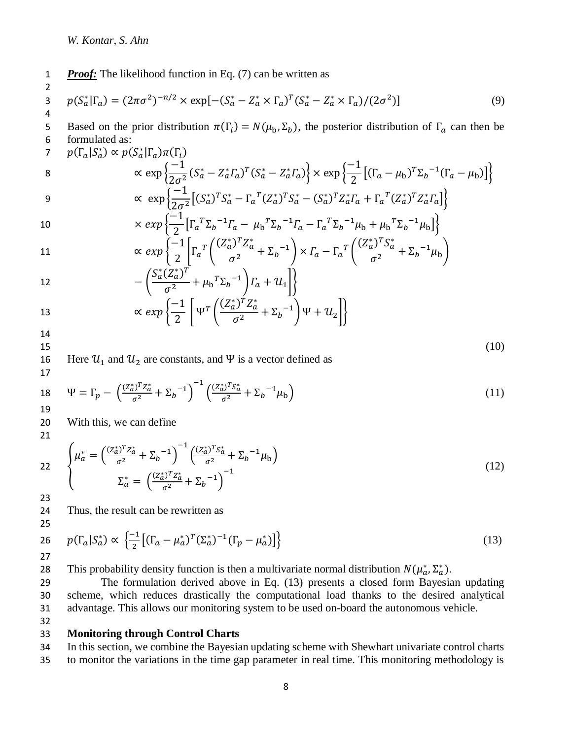***Proof:*** The likelihood function in Eq. (7) can be written as

$$p(S_a^*|\Gamma_a) = (2\pi\sigma^2)^{-n/2} \times \exp[-(S_a^* - Z_a^* \times \Gamma_a)^T (S_a^* - Z_a^* \times \Gamma_a)/(2\sigma^2)] \tag{9}$$

Based on the prior distribution $\pi(\Gamma_i) = N(\mu_{\mathrm{b}}, \Sigma_b)$, the posterior distribution of $\Gamma_a$ can then be formulated as:

$$
\begin{aligned}
p(\Gamma_a|S_a^*) &\propto p(S_a^*|\Gamma_a)\pi(\Gamma_i) \\
&\propto \exp\left\{\frac{-1}{2\sigma^2}(S_a^* - Z_a^*\Gamma_a)^T(S_a^* - Z_a^*\Gamma_a)\right\} \times \exp\left\{\frac{-1}{2}\left[(\Gamma_a - \mu_{\mathrm{b}})^T{\Sigma_b}^{-1}(\Gamma_a - \mu_{\mathrm{b}})\right]\right\} \\
&\propto \exp\left\{\frac{-1}{2\sigma^2}\left[(S_a^*)^T S_a^* - {\Gamma_a}^T (Z_a^*)^T S_a^* - (S_a^*)^T Z_a^* \Gamma_a + {\Gamma_a}^T (Z_a^*)^T Z_a^* \Gamma_a\right]\right\} \\
&\times exp\left\{\frac{-1}{2}\left[{\Gamma_a}^T {\Sigma_b}^{-1} \Gamma_a - {\mu_{\mathrm{b}}}^T {\Sigma_b}^{-1} \Gamma_a - {\Gamma_a}^T {\Sigma_b}^{-1} \mu_{\mathrm{b}} + {\mu_{\mathrm{b}}}^T {\Sigma_b}^{-1} \mu_{\mathrm{b}}\right]\right\} \\
&\propto exp\left\{\frac{-1}{2}\left[{\Gamma_a}^T\left(\frac{(Z_a^*)^T Z_a^*}{\sigma^2} + {\Sigma_b}^{-1}\right) \times \Gamma_a - {\Gamma_a}^T\left(\frac{(Z_a^*)^T S_a^*}{\sigma^2} + {\Sigma_b}^{-1}\mu_{\mathrm{b}}\right)\right.\right. \\
&\quad \left.\left. - \left(\frac{S_a^*(Z_a^*)^T}{\sigma^2} + {\mu_{\mathrm{b}}}^T {\Sigma_b}^{-1}\right)\Gamma_a + \mathcal{U}_1\right]\right\} \\
&\propto exp\left\{\frac{-1}{2}\left[\Psi^T\left(\frac{(Z_a^*)^T Z_a^*}{\sigma^2} + {\Sigma_b}^{-1}\right)\Psi + \mathcal{U}_2\right]\right\}
\end{aligned}
\tag{10}
$$

Here $\mathcal{U}_1$ and $\mathcal{U}_2$ are constants, and $\Psi$ is a vector defined as

$$\Psi = \Gamma_p - \left(\frac{(Z_a^*)^T Z_a^*}{\sigma^2} + {\Sigma_b}^{-1}\right)^{-1}\left(\frac{(Z_a^*)^T S_a^*}{\sigma^2} + {\Sigma_b}^{-1}\mu_{\mathrm{b}}\right) \tag{11}$$

With this, we can define

$$
\begin{cases}
\mu_a^* = \left(\frac{(Z_a^*)^T Z_a^*}{\sigma^2} + {\Sigma_b}^{-1}\right)^{-1}\left(\frac{(Z_a^*)^T S_a^*}{\sigma^2} + {\Sigma_b}^{-1}\mu_{\mathrm{b}}\right) \\
\Sigma_a^* = \left(\frac{(Z_a^*)^T Z_a^*}{\sigma^2} + {\Sigma_b}^{-1}\right)^{-1}
\end{cases}
\tag{12}
$$

Thus, the result can be rewritten as

$$p(\Gamma_a|S_a^*) \propto \left\{\frac{-1}{2}\left[(\Gamma_a - \mu_a^*)^T (\Sigma_a^*)^{-1} (\Gamma_p - \mu_a^*)\right]\right\} \tag{13}$$

This probability density function is then a multivariate normal distribution $N(\mu_a^*, \Sigma_a^*)$.

The formulation derived above in Eq. (13) presents a closed form Bayesian updating scheme, which reduces drastically the computational load thanks to the desired analytical advantage. This allows our monitoring system to be used on-board the autonomous vehicle.

## Monitoring through Control Charts

In this section, we combine the Bayesian updating scheme with Shewhart univariate control charts to monitor the variations in the time gap parameter in real time. This monitoring methodology is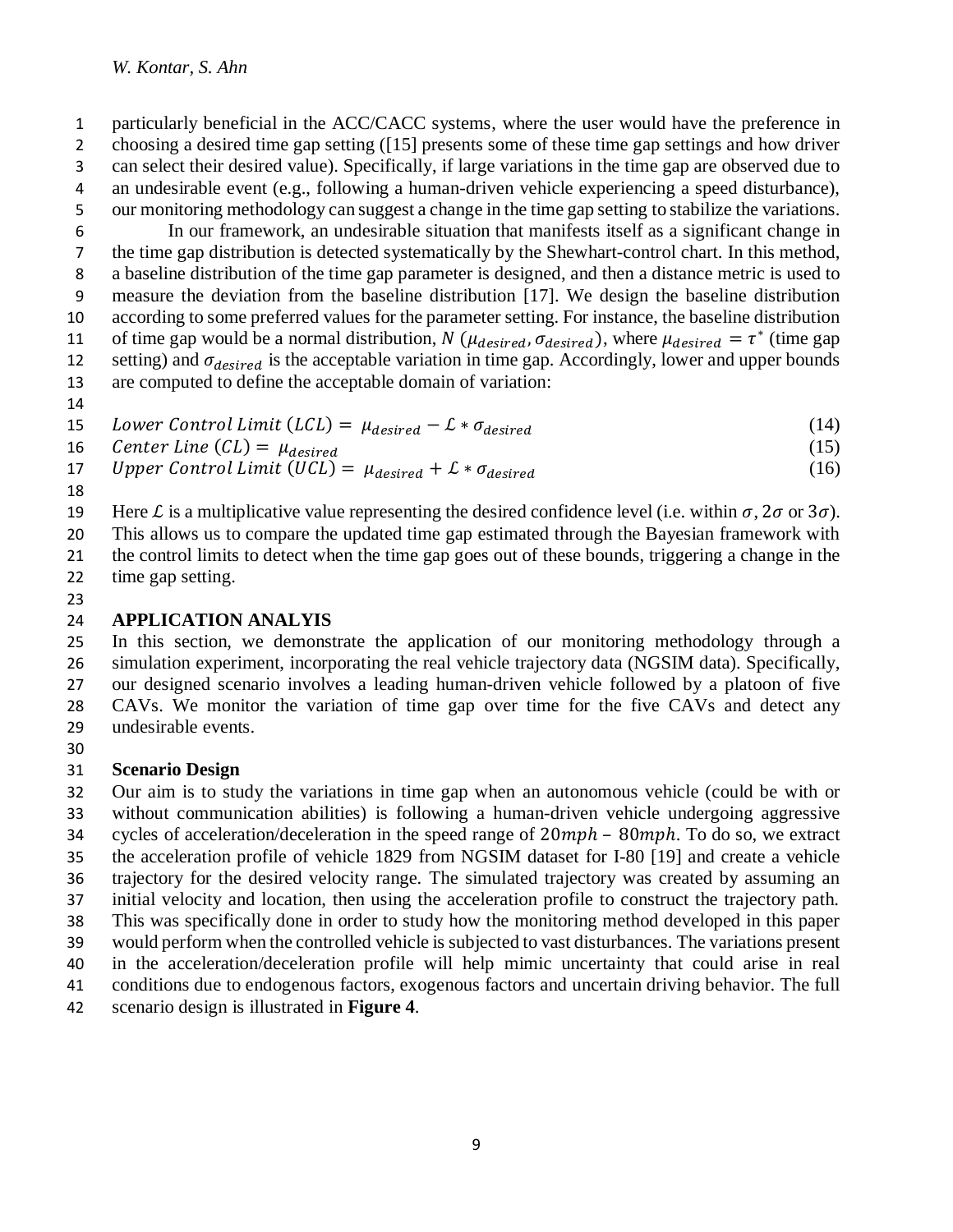particularly beneficial in the ACC/CACC systems, where the user would have the preference in choosing a desired time gap setting ([15] presents some of these time gap settings and how driver can select their desired value). Specifically, if large variations in the time gap are observed due to an undesirable event (e.g., following a human-driven vehicle experiencing a speed disturbance), our monitoring methodology can suggest a change in the time gap setting to stabilize the variations.

In our framework, an undesirable situation that manifests itself as a significant change in the time gap distribution is detected systematically by the Shewhart-control chart. In this method, a baseline distribution of the time gap parameter is designed, and then a distance metric is used to measure the deviation from the baseline distribution [17]. We design the baseline distribution according to some preferred values for the parameter setting. For instance, the baseline distribution of time gap would be a normal distribution, $N(\mu_{desired}, \sigma_{desired})$, where $\mu_{desired} = \tau^*$ (time gap setting) and $\sigma_{desired}$ is the acceptable variation in time gap. Accordingly, lower and upper bounds are computed to define the acceptable domain of variation:

$$Lower\ Control\ Limit\ (LCL) = \mu_{desired} - \mathcal{L} * \sigma_{desired} \tag{14}$$

$$Center\ Line\ (CL) = \mu_{desired} \tag{15}$$

$$Upper\ Control\ Limit\ (UCL) = \mu_{desired} + \mathcal{L} * \sigma_{desired} \tag{16}$$

Here $\mathcal{L}$ is a multiplicative value representing the desired confidence level (i.e. within $\sigma$, $2\sigma$ or $3\sigma$). This allows us to compare the updated time gap estimated through the Bayesian framework with the control limits to detect when the time gap goes out of these bounds, triggering a change in the time gap setting.

## APPLICATION ANALYIS

In this section, we demonstrate the application of our monitoring methodology through a simulation experiment, incorporating the real vehicle trajectory data (NGSIM data). Specifically, our designed scenario involves a leading human-driven vehicle followed by a platoon of five CAVs. We monitor the variation of time gap over time for the five CAVs and detect any undesirable events.

### Scenario Design

Our aim is to study the variations in time gap when an autonomous vehicle (could be with or without communication abilities) is following a human-driven vehicle undergoing aggressive cycles of acceleration/deceleration in the speed range of $20mph - 80mph$. To do so, we extract the acceleration profile of vehicle 1829 from NGSIM dataset for I-80 [19] and create a vehicle trajectory for the desired velocity range. The simulated trajectory was created by assuming an initial velocity and location, then using the acceleration profile to construct the trajectory path. This was specifically done in order to study how the monitoring method developed in this paper would perform when the controlled vehicle is subjected to vast disturbances. The variations present in the acceleration/deceleration profile will help mimic uncertainty that could arise in real conditions due to endogenous factors, exogenous factors and uncertain driving behavior. The full scenario design is illustrated in **Figure 4**.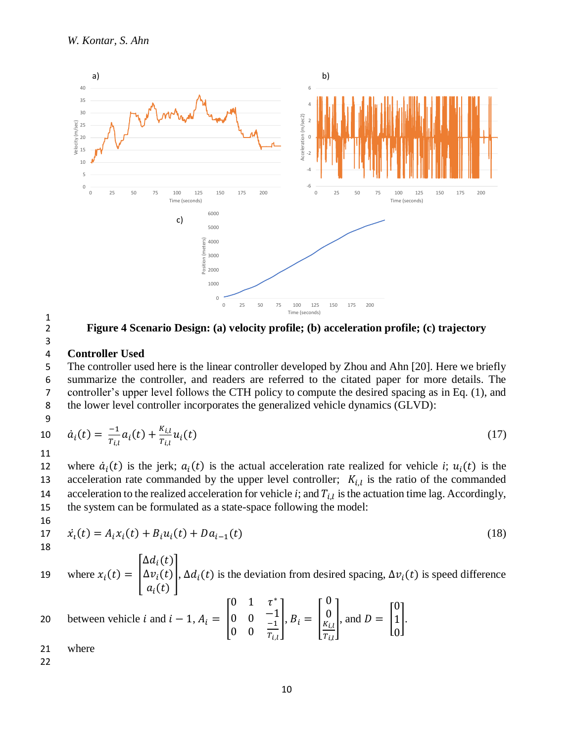Figure 4 Scenario Design: (a) velocity profile; (b) acceleration profile; (c) trajectory

## Controller Used

The controller used here is the linear controller developed by Zhou and Ahn [20]. Here we briefly summarize the controller, and readers are referred to the citated paper for more details. The controller's upper level follows the CTH policy to compute the desired spacing as in Eq. (1), and the lower level controller incorporates the generalized vehicle dynamics (GLVD):

$$\dot{a}_i(t) = \frac{-1}{T_{i,l}} a_i(t) + \frac{K_{i,l}}{T_{i,l}} u_i(t) \tag{17}$$

where $\dot{a}_i(t)$ is the jerk; $a_i(t)$ is the actual acceleration rate realized for vehicle $i$; $u_i(t)$ is the acceleration rate commanded by the upper level controller; $K_{i,l}$ is the ratio of the commanded acceleration to the realized acceleration for vehicle $i$; and $T_{i,l}$ is the actuation time lag. Accordingly, the system can be formulated as a state-space following the model:

$$\dot{x}_i(t) = A_i x_i(t) + B_i u_i(t) + D a_{i-1}(t) \tag{18}$$

where $x_i(t) = \begin{bmatrix} \Delta d_i(t) \\ \Delta v_i(t) \\ a_i(t) \end{bmatrix}$, $\Delta d_i(t)$ is the deviation from desired spacing, $\Delta v_i(t)$ is speed difference between vehicle $i$ and $i-1$, $A_i = \begin{bmatrix} 0 & 1 & \tau^* \\ 0 & 0 & -1 \\ 0 & 0 & \frac{-1}{T_{i,l}} \end{bmatrix}$, $B_i = \begin{bmatrix} 0 \\ 0 \\ \frac{K_{i,l}}{T_{i,l}} \end{bmatrix}$, and $D = \begin{bmatrix} 0 \\ 1 \\ 0 \end{bmatrix}$.

where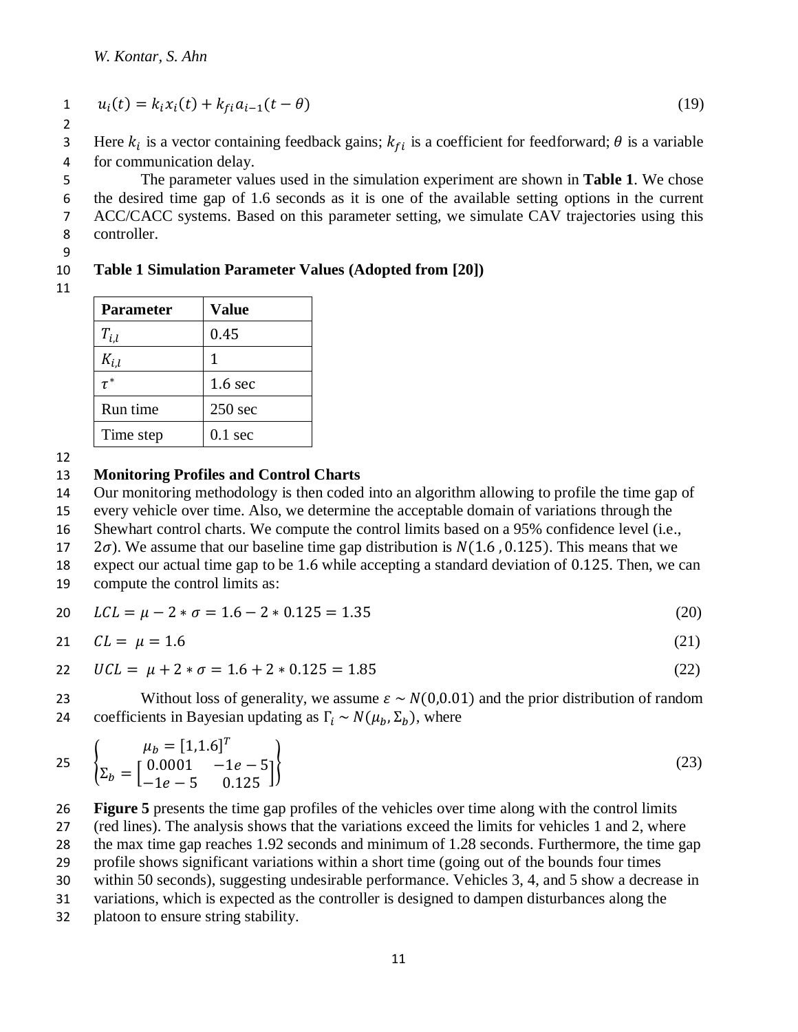$$u_i(t) = k_i x_i(t) + k_{fi} a_{i-1}(t - \theta) \tag{19}$$

Here $k_i$ is a vector containing feedback gains; $k_{fi}$ is a coefficient for feedforward; $\theta$ is a variable for communication delay.

The parameter values used in the simulation experiment are shown in **Table 1**. We chose the desired time gap of 1.6 seconds as it is one of the available setting options in the current ACC/CACC systems. Based on this parameter setting, we simulate CAV trajectories using this controller.

**Table 1 Simulation Parameter Values (Adopted from [20])**

| **Parameter** | **Value** |
|---|---|
| $T_{i,l}$ | 0.45 |
| $K_{i,l}$ | 1 |
| $\tau^*$ | 1.6 sec |
| Run time | 250 sec |
| Time step | 0.1 sec |

## Monitoring Profiles and Control Charts

Our monitoring methodology is then coded into an algorithm allowing to profile the time gap of every vehicle over time. Also, we determine the acceptable domain of variations through the Shewhart control charts. We compute the control limits based on a 95% confidence level (i.e., $2\sigma$). We assume that our baseline time gap distribution is $N(1.6\ , 0.125)$. This means that we expect our actual time gap to be 1.6 while accepting a standard deviation of $0.125$. Then, we can compute the control limits as:

$$LCL = \mu - 2 * \sigma = 1.6 - 2 * 0.125 = 1.35 \tag{20}$$

$$CL = \ \mu = 1.6 \tag{21}$$

$$UCL = \ \mu + 2 * \sigma = 1.6 + 2 * 0.125 = 1.85 \tag{22}$$

Without loss of generality, we assume $\varepsilon \sim N(0{,}0.01)$ and the prior distribution of random coefficients in Bayesian updating as $\Gamma_i \sim N(\mu_b, \Sigma_b)$, where

$$\begin{Bmatrix} \mu_b = [1{,}1.6]^T \\ \Sigma_b = \begin{bmatrix} 0.0001 & -1e-5 \\ -1e-5 & 0.125 \end{bmatrix} \end{Bmatrix} \tag{23}$$

**Figure 5** presents the time gap profiles of the vehicles over time along with the control limits (red lines). The analysis shows that the variations exceed the limits for vehicles 1 and 2, where the max time gap reaches 1.92 seconds and minimum of 1.28 seconds. Furthermore, the time gap profile shows significant variations within a short time (going out of the bounds four times within 50 seconds), suggesting undesirable performance. Vehicles 3, 4, and 5 show a decrease in variations, which is expected as the controller is designed to dampen disturbances along the platoon to ensure string stability.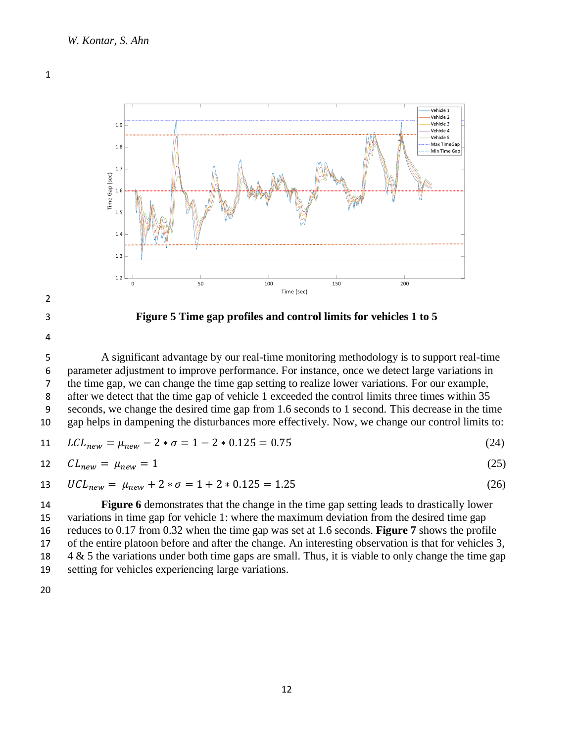**Figure 5 Time gap profiles and control limits for vehicles 1 to 5**

A significant advantage by our real-time monitoring methodology is to support real-time parameter adjustment to improve performance. For instance, once we detect large variations in the time gap, we can change the time gap setting to realize lower variations. For our example, after we detect that the time gap of vehicle 1 exceeded the control limits three times within 35 seconds, we change the desired time gap from 1.6 seconds to 1 second. This decrease in the time gap helps in dampening the disturbances more effectively. Now, we change our control limits to:

$$LCL_{new} = \mu_{new} - 2 * \sigma = 1 - 2 * 0.125 = 0.75 \tag{24}$$

$$CL_{new} = \mu_{new} = 1 \tag{25}$$

$$UCL_{new} = \mu_{new} + 2 * \sigma = 1 + 2 * 0.125 = 1.25 \tag{26}$$

**Figure 6** demonstrates that the change in the time gap setting leads to drastically lower variations in time gap for vehicle 1: where the maximum deviation from the desired time gap reduces to 0.17 from 0.32 when the time gap was set at 1.6 seconds. **Figure 7** shows the profile of the entire platoon before and after the change. An interesting observation is that for vehicles 3, 4 & 5 the variations under both time gaps are small. Thus, it is viable to only change the time gap setting for vehicles experiencing large variations.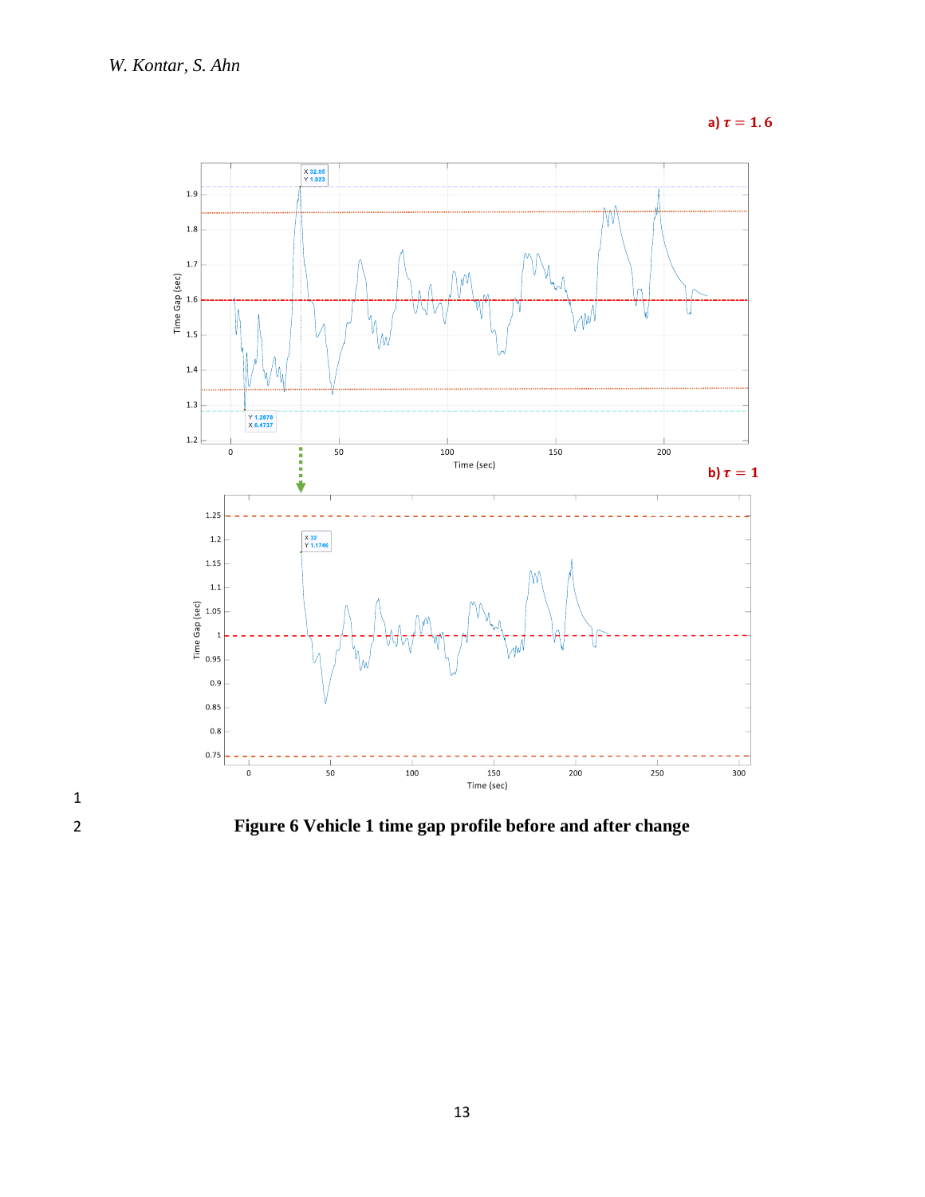a) $\tau = 1.6$

b) $\tau = 1$

**Figure 6 Vehicle 1 time gap profile before and after change**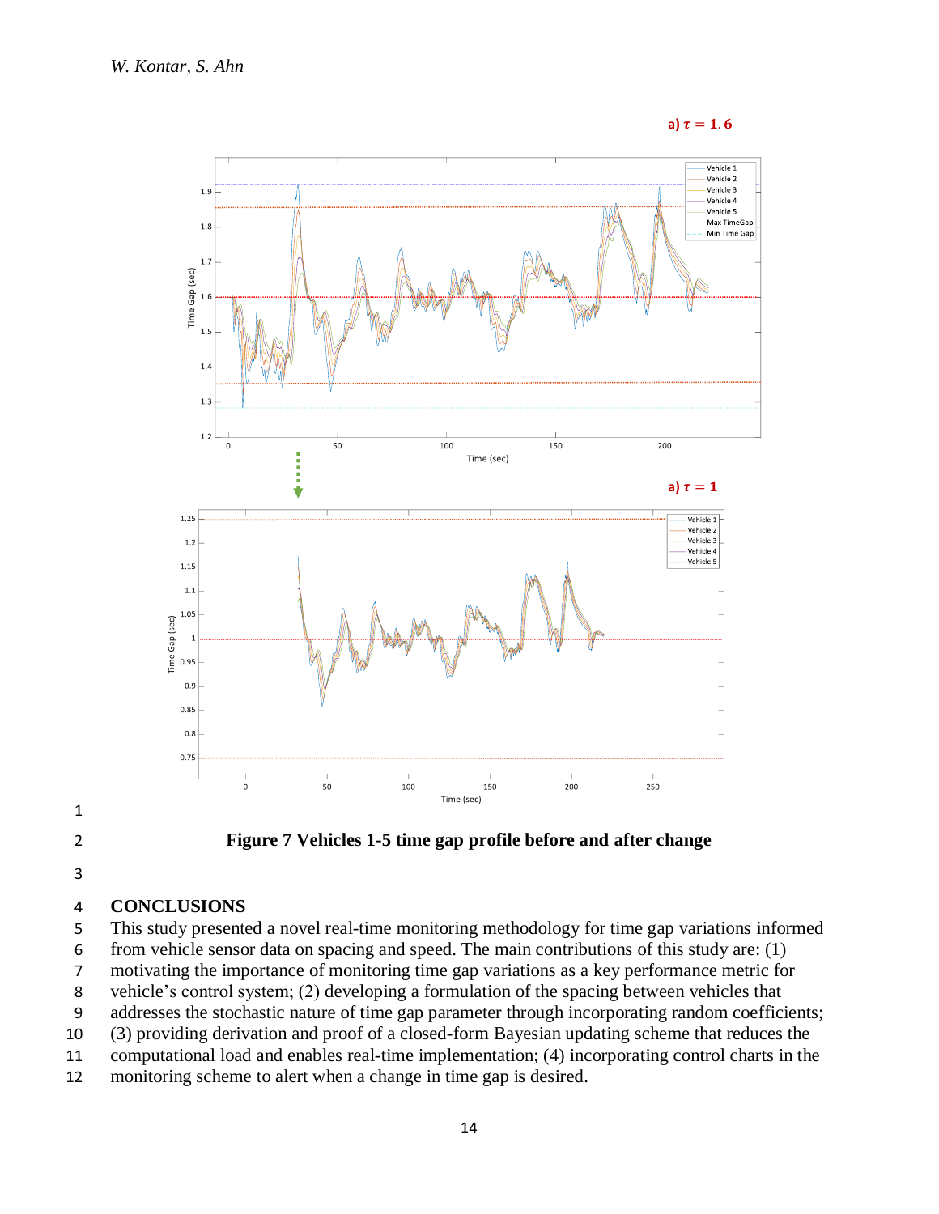**Figure 7 Vehicles 1-5 time gap profile before and after change**

## CONCLUSIONS

This study presented a novel real-time monitoring methodology for time gap variations informed from vehicle sensor data on spacing and speed. The main contributions of this study are: (1) motivating the importance of monitoring time gap variations as a key performance metric for vehicle's control system; (2) developing a formulation of the spacing between vehicles that addresses the stochastic nature of time gap parameter through incorporating random coefficients; (3) providing derivation and proof of a closed-form Bayesian updating scheme that reduces the computational load and enables real-time implementation; (4) incorporating control charts in the monitoring scheme to alert when a change in time gap is desired.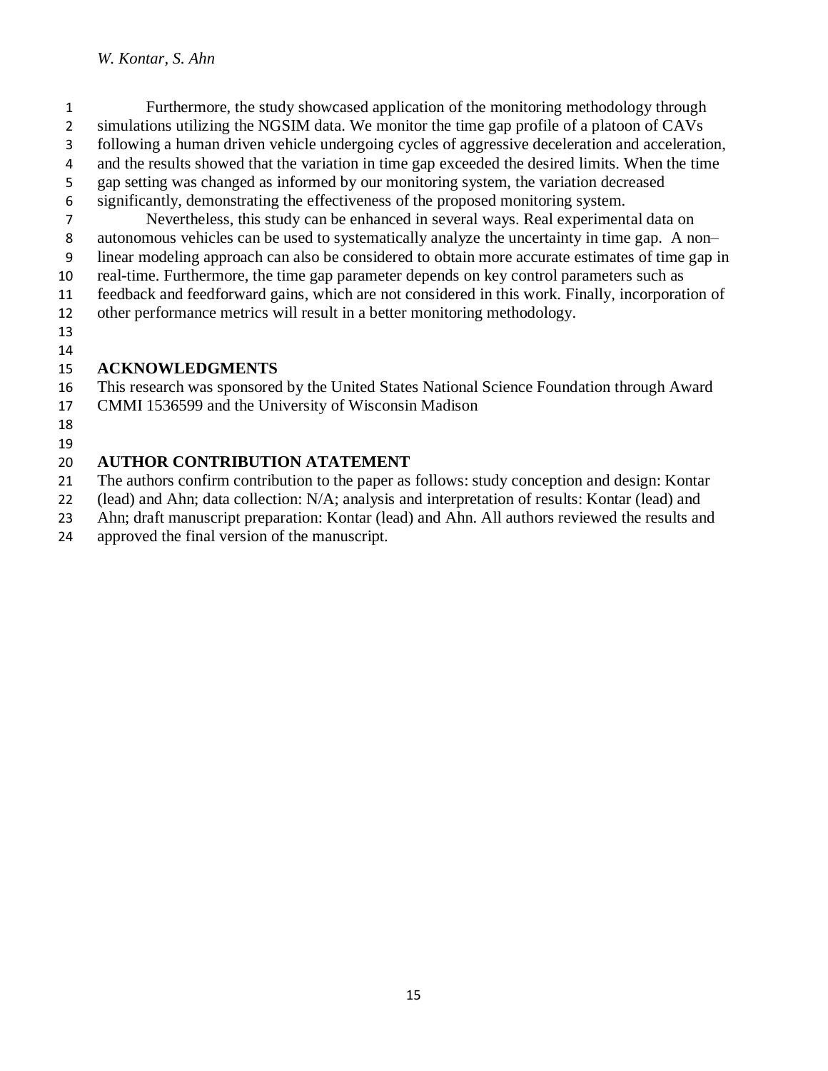Furthermore, the study showcased application of the monitoring methodology through simulations utilizing the NGSIM data. We monitor the time gap profile of a platoon of CAVs following a human driven vehicle undergoing cycles of aggressive deceleration and acceleration, and the results showed that the variation in time gap exceeded the desired limits. When the time gap setting was changed as informed by our monitoring system, the variation decreased significantly, demonstrating the effectiveness of the proposed monitoring system.

Nevertheless, this study can be enhanced in several ways. Real experimental data on autonomous vehicles can be used to systematically analyze the uncertainty in time gap. A non–linear modeling approach can also be considered to obtain more accurate estimates of time gap in real-time. Furthermore, the time gap parameter depends on key control parameters such as feedback and feedforward gains, which are not considered in this work. Finally, incorporation of other performance metrics will result in a better monitoring methodology.

## ACKNOWLEDGMENTS

This research was sponsored by the United States National Science Foundation through Award CMMI 1536599 and the University of Wisconsin Madison

## AUTHOR CONTRIBUTION ATATEMENT

The authors confirm contribution to the paper as follows: study conception and design: Kontar (lead) and Ahn; data collection: N/A; analysis and interpretation of results: Kontar (lead) and Ahn; draft manuscript preparation: Kontar (lead) and Ahn. All authors reviewed the results and approved the final version of the manuscript.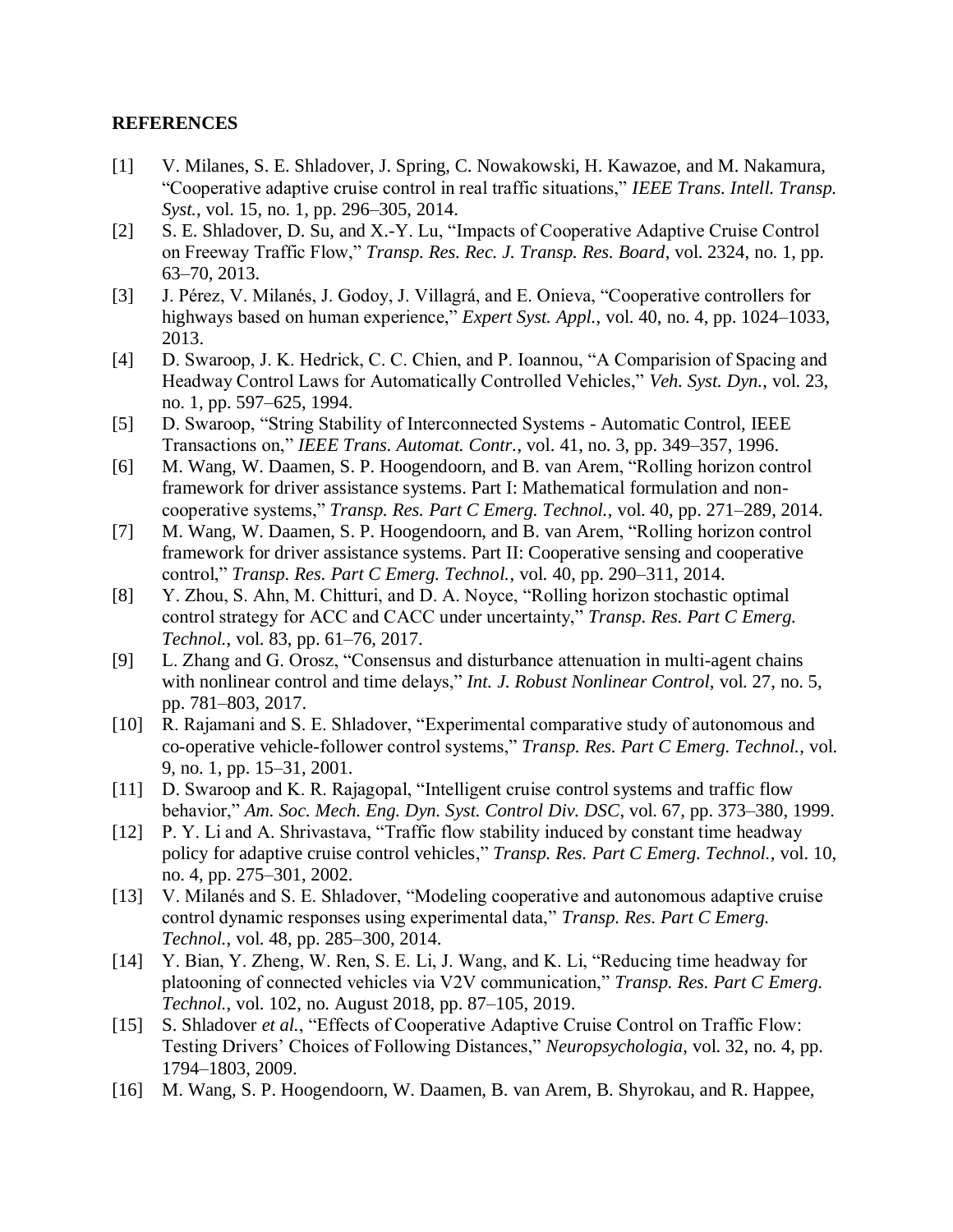**REFERENCES**

[1] V. Milanes, S. E. Shladover, J. Spring, C. Nowakowski, H. Kawazoe, and M. Nakamura, "Cooperative adaptive cruise control in real traffic situations," *IEEE Trans. Intell. Transp. Syst.*, vol. 15, no. 1, pp. 296–305, 2014.

[2] S. E. Shladover, D. Su, and X.-Y. Lu, "Impacts of Cooperative Adaptive Cruise Control on Freeway Traffic Flow," *Transp. Res. Rec. J. Transp. Res. Board*, vol. 2324, no. 1, pp. 63–70, 2013.

[3] J. Pérez, V. Milanés, J. Godoy, J. Villagrá, and E. Onieva, "Cooperative controllers for highways based on human experience," *Expert Syst. Appl.*, vol. 40, no. 4, pp. 1024–1033, 2013.

[4] D. Swaroop, J. K. Hedrick, C. C. Chien, and P. Ioannou, "A Comparision of Spacing and Headway Control Laws for Automatically Controlled Vehicles," *Veh. Syst. Dyn.*, vol. 23, no. 1, pp. 597–625, 1994.

[5] D. Swaroop, "String Stability of Interconnected Systems - Automatic Control, IEEE Transactions on," *IEEE Trans. Automat. Contr.*, vol. 41, no. 3, pp. 349–357, 1996.

[6] M. Wang, W. Daamen, S. P. Hoogendoorn, and B. van Arem, "Rolling horizon control framework for driver assistance systems. Part I: Mathematical formulation and non-cooperative systems," *Transp. Res. Part C Emerg. Technol.*, vol. 40, pp. 271–289, 2014.

[7] M. Wang, W. Daamen, S. P. Hoogendoorn, and B. van Arem, "Rolling horizon control framework for driver assistance systems. Part II: Cooperative sensing and cooperative control," *Transp. Res. Part C Emerg. Technol.*, vol. 40, pp. 290–311, 2014.

[8] Y. Zhou, S. Ahn, M. Chitturi, and D. A. Noyce, "Rolling horizon stochastic optimal control strategy for ACC and CACC under uncertainty," *Transp. Res. Part C Emerg. Technol.*, vol. 83, pp. 61–76, 2017.

[9] L. Zhang and G. Orosz, "Consensus and disturbance attenuation in multi-agent chains with nonlinear control and time delays," *Int. J. Robust Nonlinear Control*, vol. 27, no. 5, pp. 781–803, 2017.

[10] R. Rajamani and S. E. Shladover, "Experimental comparative study of autonomous and co-operative vehicle-follower control systems," *Transp. Res. Part C Emerg. Technol.*, vol. 9, no. 1, pp. 15–31, 2001.

[11] D. Swaroop and K. R. Rajagopal, "Intelligent cruise control systems and traffic flow behavior," *Am. Soc. Mech. Eng. Dyn. Syst. Control Div. DSC*, vol. 67, pp. 373–380, 1999.

[12] P. Y. Li and A. Shrivastava, "Traffic flow stability induced by constant time headway policy for adaptive cruise control vehicles," *Transp. Res. Part C Emerg. Technol.*, vol. 10, no. 4, pp. 275–301, 2002.

[13] V. Milanés and S. E. Shladover, "Modeling cooperative and autonomous adaptive cruise control dynamic responses using experimental data," *Transp. Res. Part C Emerg. Technol.*, vol. 48, pp. 285–300, 2014.

[14] Y. Bian, Y. Zheng, W. Ren, S. E. Li, J. Wang, and K. Li, "Reducing time headway for platooning of connected vehicles via V2V communication," *Transp. Res. Part C Emerg. Technol.*, vol. 102, no. August 2018, pp. 87–105, 2019.

[15] S. Shladover *et al.*, "Effects of Cooperative Adaptive Cruise Control on Traffic Flow: Testing Drivers' Choices of Following Distances," *Neuropsychologia*, vol. 32, no. 4, pp. 1794–1803, 2009.

[16] M. Wang, S. P. Hoogendoorn, W. Daamen, B. van Arem, B. Shyrokau, and R. Happee,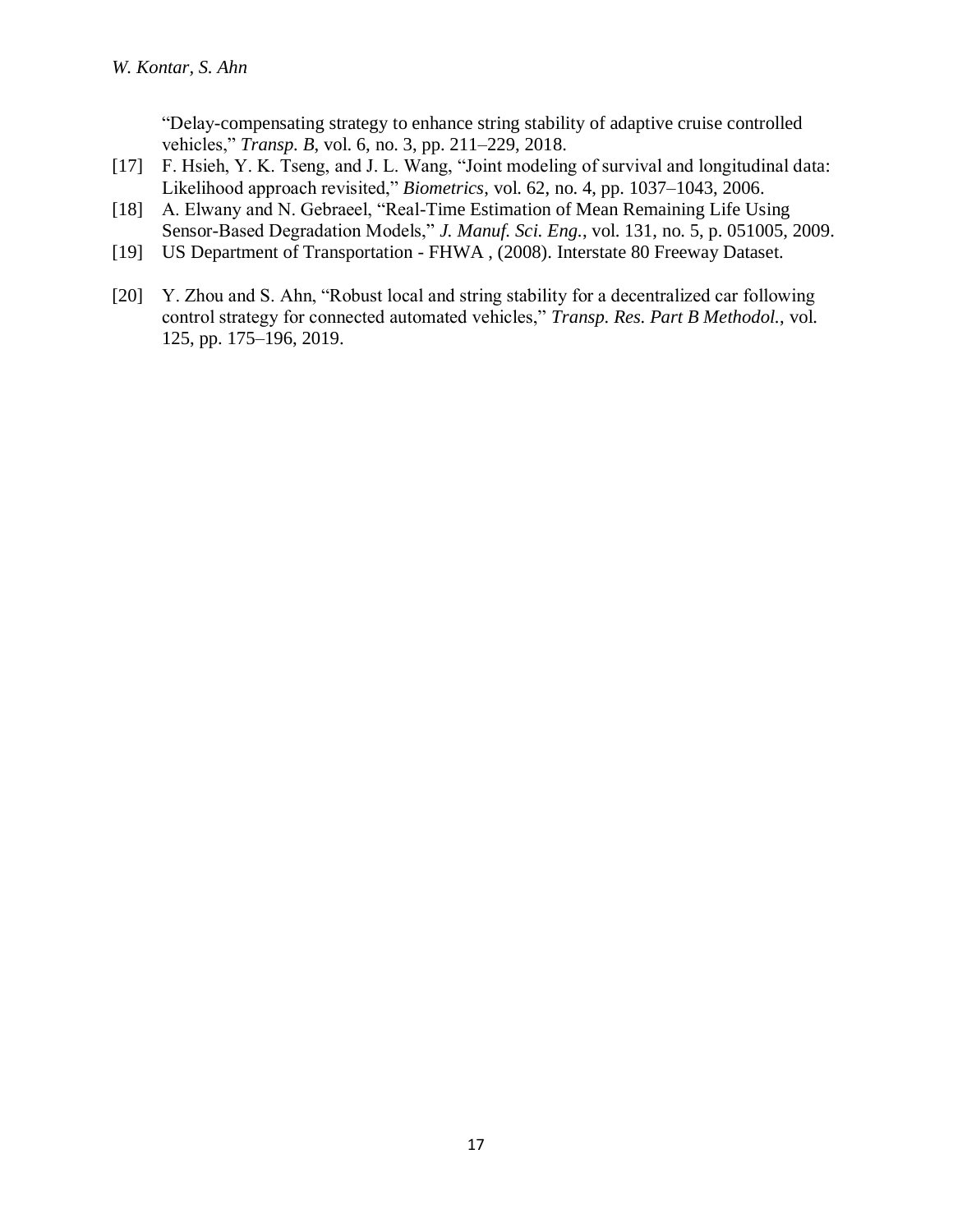"Delay-compensating strategy to enhance string stability of adaptive cruise controlled vehicles," *Transp. B*, vol. 6, no. 3, pp. 211–229, 2018.

[17] F. Hsieh, Y. K. Tseng, and J. L. Wang, "Joint modeling of survival and longitudinal data: Likelihood approach revisited," *Biometrics*, vol. 62, no. 4, pp. 1037–1043, 2006.

[18] A. Elwany and N. Gebraeel, "Real-Time Estimation of Mean Remaining Life Using Sensor-Based Degradation Models," *J. Manuf. Sci. Eng.*, vol. 131, no. 5, p. 051005, 2009.

[19] US Department of Transportation - FHWA , (2008). Interstate 80 Freeway Dataset.

[20] Y. Zhou and S. Ahn, "Robust local and string stability for a decentralized car following control strategy for connected automated vehicles," *Transp. Res. Part B Methodol.*, vol. 125, pp. 175–196, 2019.